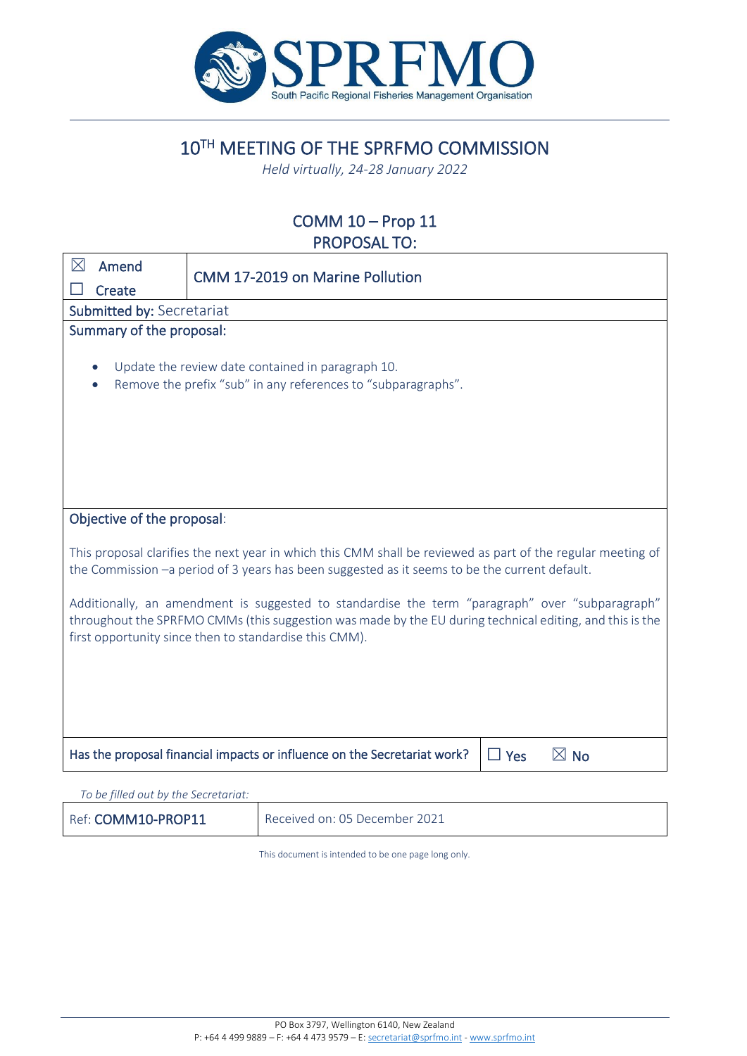SPRFMO

South Pacific Regional Fisheries Management Organisation

# 10TH MEETING OF THE SPRFMO COMMISSION

*Held virtually, 24-28 January 2022*

## COMM 10 – Prop 11
## PROPOSAL TO:

| ☒ Amend<br>☐ Create | CMM 17-2019 on Marine Pollution |
|---|---|

**Submitted by:** Secretariat

**Summary of the proposal:**

- Update the review date contained in paragraph 10.
- Remove the prefix "sub" in any references to "subparagraphs".

**Objective of the proposal:**

This proposal clarifies the next year in which this CMM shall be reviewed as part of the regular meeting of the Commission –a period of 3 years has been suggested as it seems to be the current default.

Additionally, an amendment is suggested to standardise the term "paragraph" over "subparagraph" throughout the SPRFMO CMMs (this suggestion was made by the EU during technical editing, and this is the first opportunity since then to standardise this CMM).

| Has the proposal financial impacts or influence on the Secretariat work? | ☐ Yes ☒ No |
|---|---|

*To be filled out by the Secretariat:*

| Ref: **COMM10-PROP11** | Received on: 05 December 2021 |
|---|---|

This document is intended to be one page long only.

PO Box 3797, Wellington 6140, New Zealand
P: +64 4 499 9889 – F: +64 4 473 9579 – E: secretariat@sprfmo.int - www.sprfmo.int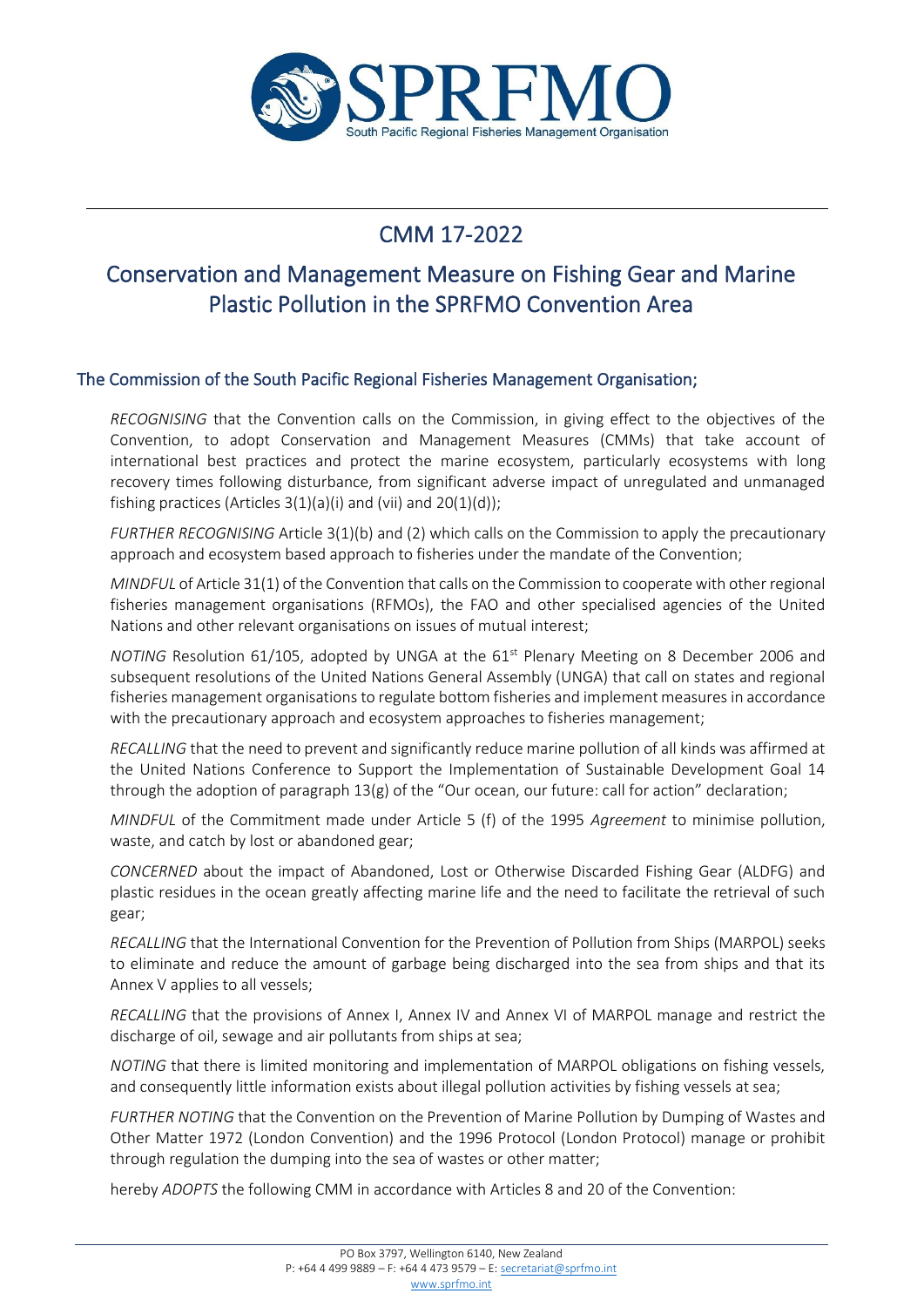# CMM 17-2022

# Conservation and Management Measure on Fishing Gear and Marine Plastic Pollution in the SPRFMO Convention Area

## The Commission of the South Pacific Regional Fisheries Management Organisation;

*RECOGNISING* that the Convention calls on the Commission, in giving effect to the objectives of the Convention, to adopt Conservation and Management Measures (CMMs) that take account of international best practices and protect the marine ecosystem, particularly ecosystems with long recovery times following disturbance, from significant adverse impact of unregulated and unmanaged fishing practices (Articles 3(1)(a)(i) and (vii) and 20(1)(d));

*FURTHER RECOGNISING* Article 3(1)(b) and (2) which calls on the Commission to apply the precautionary approach and ecosystem based approach to fisheries under the mandate of the Convention;

*MINDFUL* of Article 31(1) of the Convention that calls on the Commission to cooperate with other regional fisheries management organisations (RFMOs), the FAO and other specialised agencies of the United Nations and other relevant organisations on issues of mutual interest;

*NOTING* Resolution 61/105, adopted by UNGA at the 61st Plenary Meeting on 8 December 2006 and subsequent resolutions of the United Nations General Assembly (UNGA) that call on states and regional fisheries management organisations to regulate bottom fisheries and implement measures in accordance with the precautionary approach and ecosystem approaches to fisheries management;

*RECALLING* that the need to prevent and significantly reduce marine pollution of all kinds was affirmed at the United Nations Conference to Support the Implementation of Sustainable Development Goal 14 through the adoption of paragraph 13(g) of the "Our ocean, our future: call for action" declaration;

*MINDFUL* of the Commitment made under Article 5 (f) of the 1995 *Agreement* to minimise pollution, waste, and catch by lost or abandoned gear;

*CONCERNED* about the impact of Abandoned, Lost or Otherwise Discarded Fishing Gear (ALDFG) and plastic residues in the ocean greatly affecting marine life and the need to facilitate the retrieval of such gear;

*RECALLING* that the International Convention for the Prevention of Pollution from Ships (MARPOL) seeks to eliminate and reduce the amount of garbage being discharged into the sea from ships and that its Annex V applies to all vessels;

*RECALLING* that the provisions of Annex I, Annex IV and Annex VI of MARPOL manage and restrict the discharge of oil, sewage and air pollutants from ships at sea;

*NOTING* that there is limited monitoring and implementation of MARPOL obligations on fishing vessels, and consequently little information exists about illegal pollution activities by fishing vessels at sea;

*FURTHER NOTING* that the Convention on the Prevention of Marine Pollution by Dumping of Wastes and Other Matter 1972 (London Convention) and the 1996 Protocol (London Protocol) manage or prohibit through regulation the dumping into the sea of wastes or other matter;

hereby *ADOPTS* the following CMM in accordance with Articles 8 and 20 of the Convention: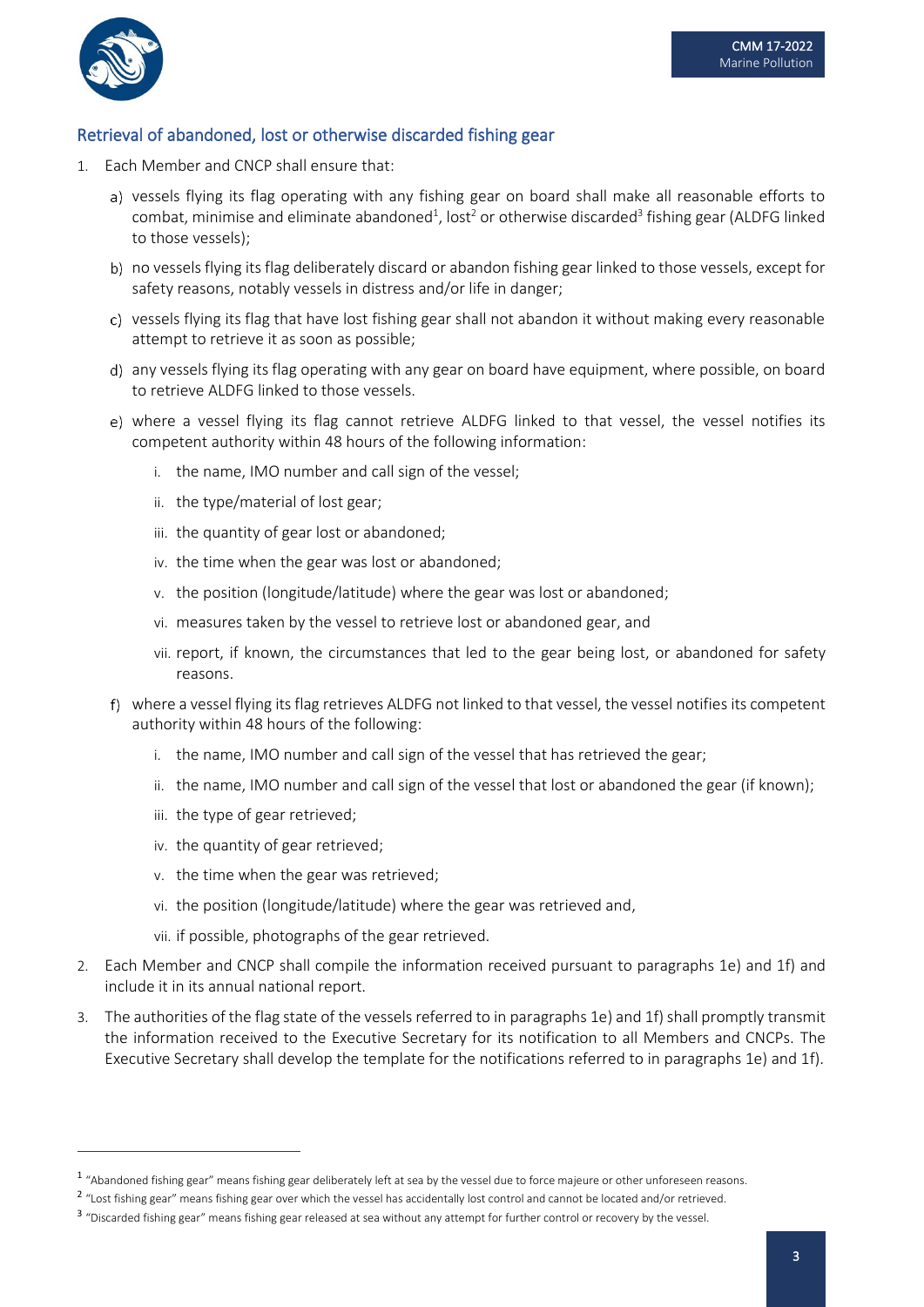## Retrieval of abandoned, lost or otherwise discarded fishing gear

1. Each Member and CNCP shall ensure that:

   a) vessels flying its flag operating with any fishing gear on board shall make all reasonable efforts to combat, minimise and eliminate abandoned[1], lost[2] or otherwise discarded[3] fishing gear (ALDFG linked to those vessels);

   b) no vessels flying its flag deliberately discard or abandon fishing gear linked to those vessels, except for safety reasons, notably vessels in distress and/or life in danger;

   c) vessels flying its flag that have lost fishing gear shall not abandon it without making every reasonable attempt to retrieve it as soon as possible;

   d) any vessels flying its flag operating with any gear on board have equipment, where possible, on board to retrieve ALDFG linked to those vessels.

   e) where a vessel flying its flag cannot retrieve ALDFG linked to that vessel, the vessel notifies its competent authority within 48 hours of the following information:

      i. the name, IMO number and call sign of the vessel;

      ii. the type/material of lost gear;

      iii. the quantity of gear lost or abandoned;

      iv. the time when the gear was lost or abandoned;

      v. the position (longitude/latitude) where the gear was lost or abandoned;

      vi. measures taken by the vessel to retrieve lost or abandoned gear, and

      vii. report, if known, the circumstances that led to the gear being lost, or abandoned for safety reasons.

   f) where a vessel flying its flag retrieves ALDFG not linked to that vessel, the vessel notifies its competent authority within 48 hours of the following:

      i. the name, IMO number and call sign of the vessel that has retrieved the gear;

      ii. the name, IMO number and call sign of the vessel that lost or abandoned the gear (if known);

      iii. the type of gear retrieved;

      iv. the quantity of gear retrieved;

      v. the time when the gear was retrieved;

      vi. the position (longitude/latitude) where the gear was retrieved and,

      vii. if possible, photographs of the gear retrieved.

2. Each Member and CNCP shall compile the information received pursuant to paragraphs 1e) and 1f) and include it in its annual national report.

3. The authorities of the flag state of the vessels referred to in paragraphs 1e) and 1f) shall promptly transmit the information received to the Executive Secretary for its notification to all Members and CNCPs. The Executive Secretary shall develop the template for the notifications referred to in paragraphs 1e) and 1f).

---

[1] "Abandoned fishing gear" means fishing gear deliberately left at sea by the vessel due to force majeure or other unforeseen reasons.

[2] "Lost fishing gear" means fishing gear over which the vessel has accidentally lost control and cannot be located and/or retrieved.

[3] "Discarded fishing gear" means fishing gear released at sea without any attempt for further control or recovery by the vessel.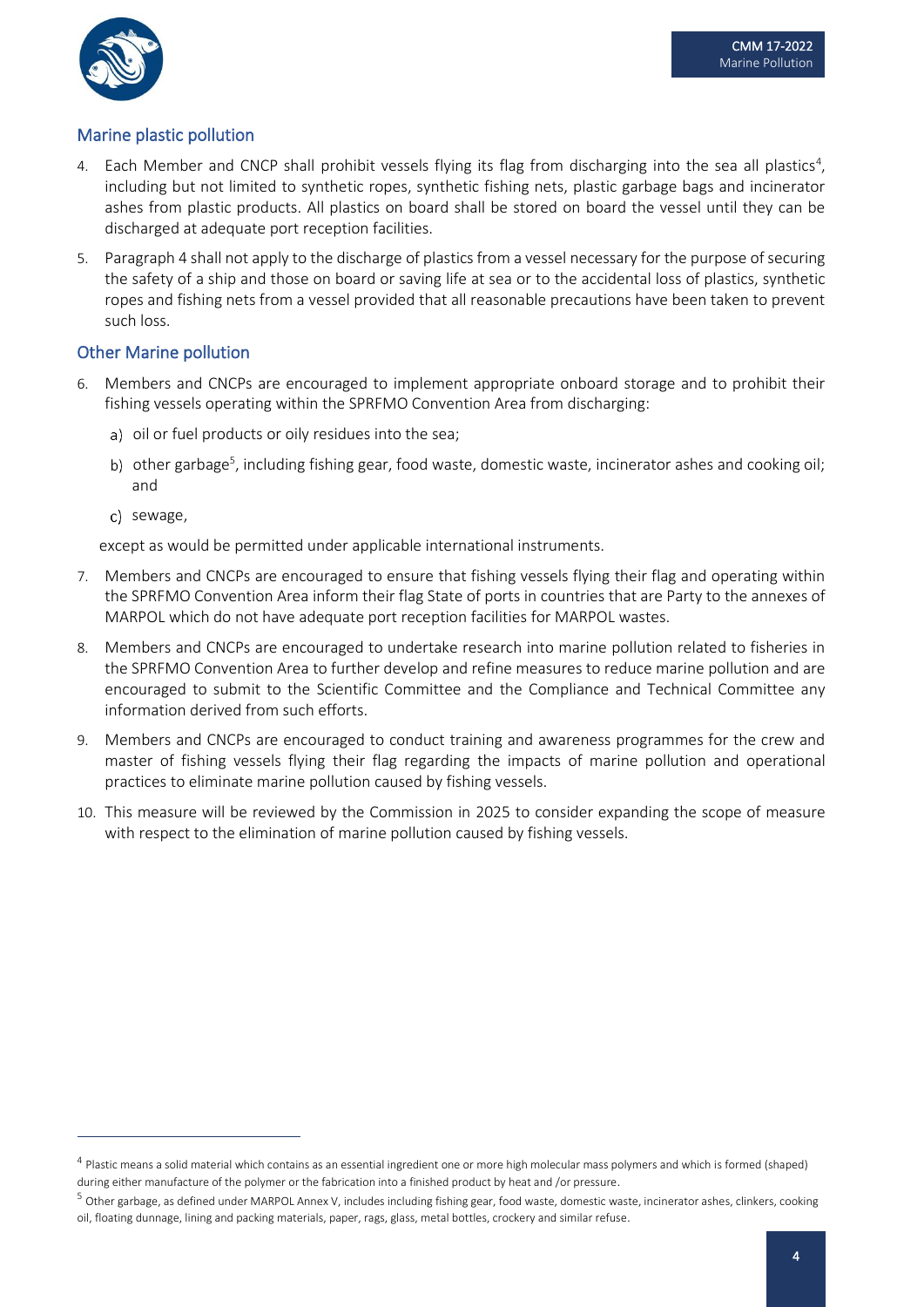## Marine plastic pollution

4. Each Member and CNCP shall prohibit vessels flying its flag from discharging into the sea all plastics[4], including but not limited to synthetic ropes, synthetic fishing nets, plastic garbage bags and incinerator ashes from plastic products. All plastics on board shall be stored on board the vessel until they can be discharged at adequate port reception facilities.

5. Paragraph 4 shall not apply to the discharge of plastics from a vessel necessary for the purpose of securing the safety of a ship and those on board or saving life at sea or to the accidental loss of plastics, synthetic ropes and fishing nets from a vessel provided that all reasonable precautions have been taken to prevent such loss.

## Other Marine pollution

6. Members and CNCPs are encouraged to implement appropriate onboard storage and to prohibit their fishing vessels operating within the SPRFMO Convention Area from discharging:

   a) oil or fuel products or oily residues into the sea;

   b) other garbage[5], including fishing gear, food waste, domestic waste, incinerator ashes and cooking oil; and

   c) sewage,

   except as would be permitted under applicable international instruments.

7. Members and CNCPs are encouraged to ensure that fishing vessels flying their flag and operating within the SPRFMO Convention Area inform their flag State of ports in countries that are Party to the annexes of MARPOL which do not have adequate port reception facilities for MARPOL wastes.

8. Members and CNCPs are encouraged to undertake research into marine pollution related to fisheries in the SPRFMO Convention Area to further develop and refine measures to reduce marine pollution and are encouraged to submit to the Scientific Committee and the Compliance and Technical Committee any information derived from such efforts.

9. Members and CNCPs are encouraged to conduct training and awareness programmes for the crew and master of fishing vessels flying their flag regarding the impacts of marine pollution and operational practices to eliminate marine pollution caused by fishing vessels.

10. This measure will be reviewed by the Commission in 2025 to consider expanding the scope of measure with respect to the elimination of marine pollution caused by fishing vessels.

---

[4] Plastic means a solid material which contains as an essential ingredient one or more high molecular mass polymers and which is formed (shaped) during either manufacture of the polymer or the fabrication into a finished product by heat and /or pressure.

[5] Other garbage, as defined under MARPOL Annex V, includes including fishing gear, food waste, domestic waste, incinerator ashes, clinkers, cooking oil, floating dunnage, lining and packing materials, paper, rags, glass, metal bottles, crockery and similar refuse.